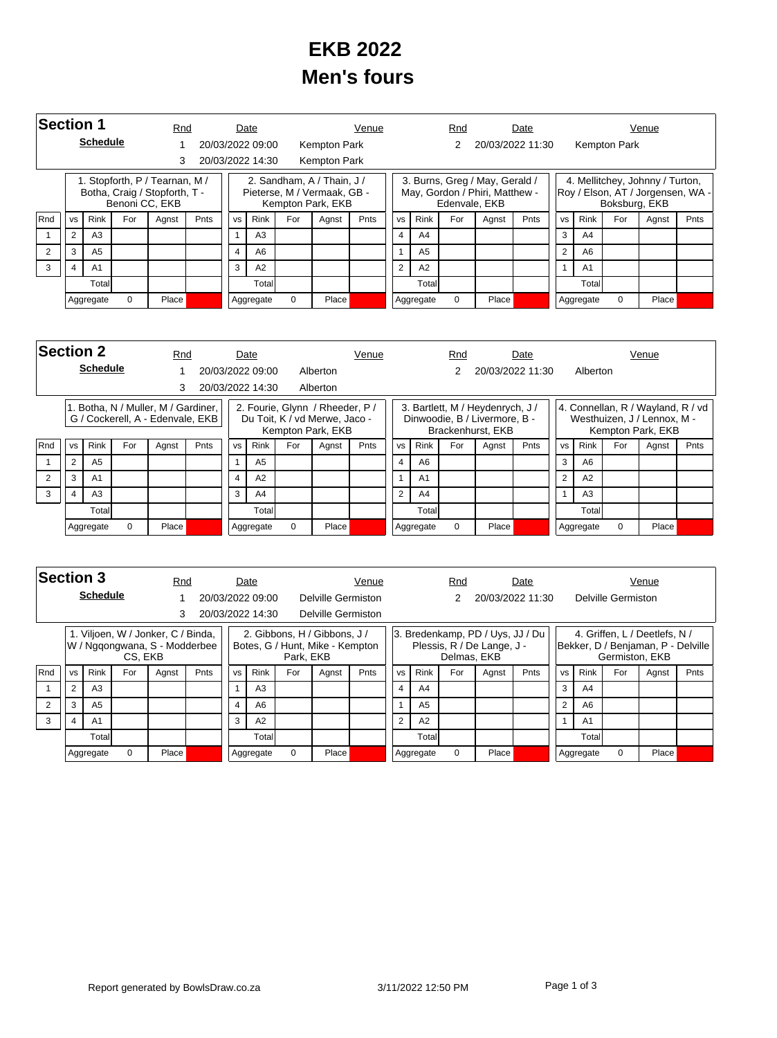# EKB 2022
# Men's fours

## Section 1

**Schedule**

| Rnd | Date | Venue | Rnd | Date | Venue |
|---|---|---|---|---|---|
| 1 | 20/03/2022 09:00 | Kempton Park | 2 | 20/03/2022 11:30 | Kempton Park |
| 3 | 20/03/2022 14:30 | Kempton Park | | | |

**1. Stopforth, P / Tearnan, M / Botha, Craig / Stopforth, T - Benoni CC, EKB**

| Rnd | vs | Rink | For | Agnst | Pnts |
|---|---|---|---|---|---|
| 1 | 2 | A3 | | | |
| 2 | 3 | A5 | | | |
| 3 | 4 | A1 | | | |
| | | Total | | | |
| | Aggregate | 0 | Place | | |

**2. Sandham, A / Thain, J / Pieterse, M / Vermaak, GB - Kempton Park, EKB**

| Rnd | vs | Rink | For | Agnst | Pnts |
|---|---|---|---|---|---|
| 1 | 1 | A3 | | | |
| 2 | 4 | A6 | | | |
| 3 | 3 | A2 | | | |
| | | Total | | | |
| | Aggregate | 0 | Place | | |

**3. Burns, Greg / May, Gerald / May, Gordon / Phiri, Matthew - Edenvale, EKB**

| Rnd | vs | Rink | For | Agnst | Pnts |
|---|---|---|---|---|---|
| 1 | 4 | A4 | | | |
| 2 | 1 | A5 | | | |
| 3 | 2 | A2 | | | |
| | | Total | | | |
| | Aggregate | 0 | Place | | |

**4. Mellitchey, Johnny / Turton, Roy / Elson, AT / Jorgensen, WA - Boksburg, EKB**

| Rnd | vs | Rink | For | Agnst | Pnts |
|---|---|---|---|---|---|
| 1 | 3 | A4 | | | |
| 2 | 2 | A6 | | | |
| 3 | 1 | A1 | | | |
| | | Total | | | |
| | Aggregate | 0 | Place | | |

## Section 2

**Schedule**

| Rnd | Date | Venue | Rnd | Date | Venue |
|---|---|---|---|---|---|
| 1 | 20/03/2022 09:00 | Alberton | 2 | 20/03/2022 11:30 | Alberton |
| 3 | 20/03/2022 14:30 | Alberton | | | |

**1. Botha, N / Muller, M / Gardiner, G / Cockerell, A - Edenvale, EKB**

| Rnd | vs | Rink | For | Agnst | Pnts |
|---|---|---|---|---|---|
| 1 | 2 | A5 | | | |
| 2 | 3 | A1 | | | |
| 3 | 4 | A3 | | | |
| | | Total | | | |
| | Aggregate | 0 | Place | | |

**2. Fourie, Glynn / Rheeder, P / Du Toit, K / vd Merwe, Jaco - Kempton Park, EKB**

| Rnd | vs | Rink | For | Agnst | Pnts |
|---|---|---|---|---|---|
| 1 | 1 | A5 | | | |
| 2 | 4 | A2 | | | |
| 3 | 3 | A4 | | | |
| | | Total | | | |
| | Aggregate | 0 | Place | | |

**3. Bartlett, M / Heydenrych, J / Dinwoodie, B / Livermore, B - Brackenhurst, EKB**

| Rnd | vs | Rink | For | Agnst | Pnts |
|---|---|---|---|---|---|
| 1 | 4 | A6 | | | |
| 2 | 1 | A1 | | | |
| 3 | 2 | A4 | | | |
| | | Total | | | |
| | Aggregate | 0 | Place | | |

**4. Connellan, R / Wayland, R / vd Westhuizen, J / Lennox, M - Kempton Park, EKB**

| Rnd | vs | Rink | For | Agnst | Pnts |
|---|---|---|---|---|---|
| 1 | 3 | A6 | | | |
| 2 | 2 | A2 | | | |
| 3 | 1 | A3 | | | |
| | | Total | | | |
| | Aggregate | 0 | Place | | |

## Section 3

**Schedule**

| Rnd | Date | Venue | Rnd | Date | Venue |
|---|---|---|---|---|---|
| 1 | 20/03/2022 09:00 | Delville Germiston | 2 | 20/03/2022 11:30 | Delville Germiston |
| 3 | 20/03/2022 14:30 | Delville Germiston | | | |

**1. Viljoen, W / Jonker, C / Binda, W / Ngqongwana, S - Modderbee CS, EKB**

| Rnd | vs | Rink | For | Agnst | Pnts |
|---|---|---|---|---|---|
| 1 | 2 | A3 | | | |
| 2 | 3 | A5 | | | |
| 3 | 4 | A1 | | | |
| | | Total | | | |
| | Aggregate | 0 | Place | | |

**2. Gibbons, H / Gibbons, J / Botes, G / Hunt, Mike - Kempton Park, EKB**

| Rnd | vs | Rink | For | Agnst | Pnts |
|---|---|---|---|---|---|
| 1 | 1 | A3 | | | |
| 2 | 4 | A6 | | | |
| 3 | 3 | A2 | | | |
| | | Total | | | |
| | Aggregate | 0 | Place | | |

**3. Bredenkamp, PD / Uys, JJ / Du Plessis, R / De Lange, J - Delmas, EKB**

| Rnd | vs | Rink | For | Agnst | Pnts |
|---|---|---|---|---|---|
| 1 | 4 | A4 | | | |
| 2 | 1 | A5 | | | |
| 3 | 2 | A2 | | | |
| | | Total | | | |
| | Aggregate | 0 | Place | | |

**4. Griffen, L / Deetlefs, N / Bekker, D / Benjaman, P - Delville Germiston, EKB**

| Rnd | vs | Rink | For | Agnst | Pnts |
|---|---|---|---|---|---|
| 1 | 3 | A4 | | | |
| 2 | 2 | A6 | | | |
| 3 | 1 | A1 | | | |
| | | Total | | | |
| | Aggregate | 0 | Place | | |

Report generated by BowlsDraw.co.za 3/11/2022 12:50 PM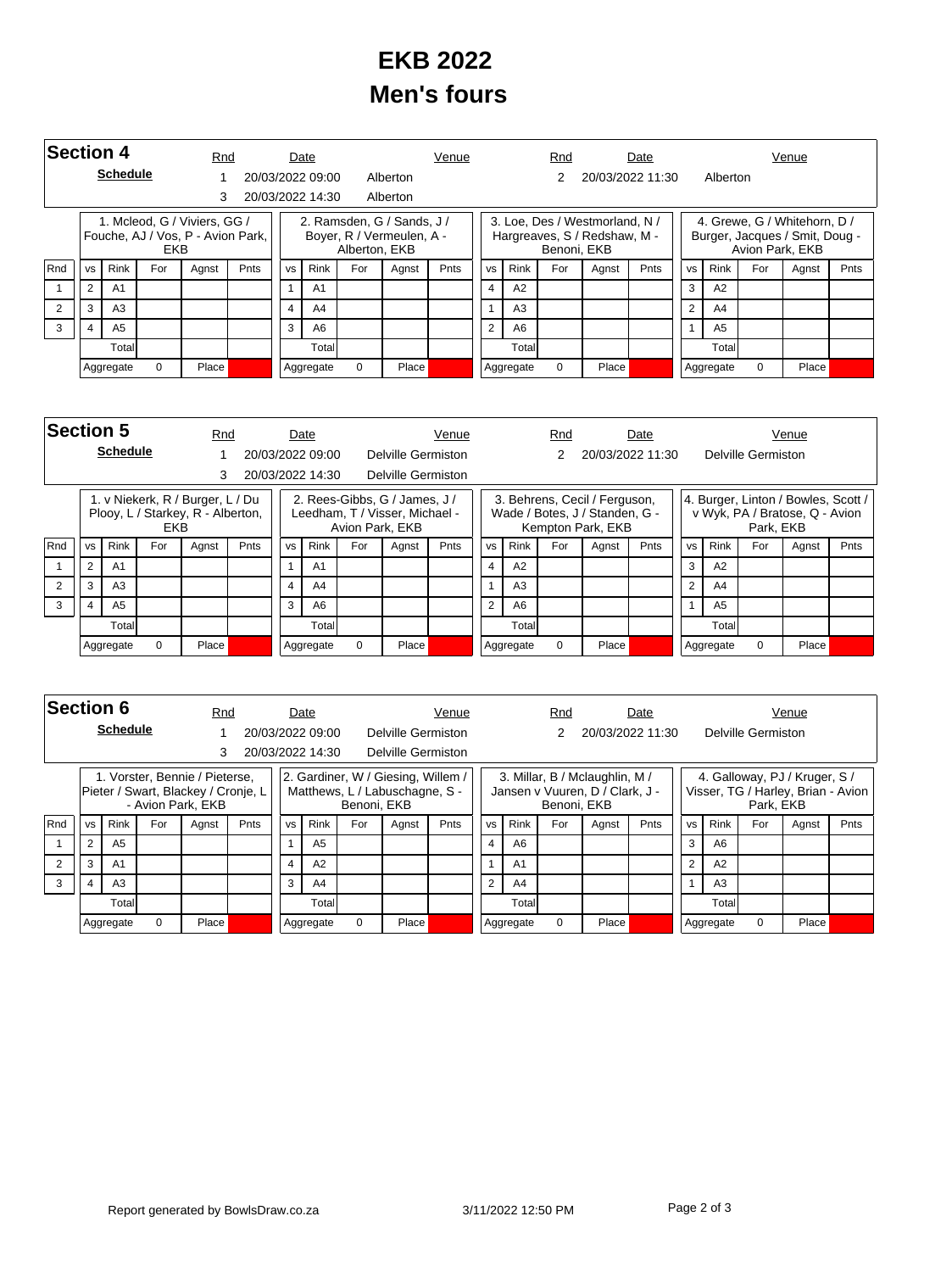# EKB 2022
# Men's fours

## Section 4

**Schedule**

| Rnd | Date | Venue | Rnd | Date | Venue |
|---|---|---|---|---|---|
| 1 | 20/03/2022 09:00 | Alberton | 2 | 20/03/2022 11:30 | Alberton |
| 3 | 20/03/2022 14:30 | Alberton | | | |

**1. Mcleod, G / Viviers, GG / Fouche, AJ / Vos, P - Avion Park, EKB**

| Rnd | vs | Rink | For | Agnst | Pnts |
|---|---|---|---|---|---|
| 1 | 2 | A1 | | | |
| 2 | 3 | A3 | | | |
| 3 | 4 | A5 | | | |
| | | Total | | | |
| | Aggregate | 0 | Place | | |

**2. Ramsden, G / Sands, J / Boyer, R / Vermeulen, A - Alberton, EKB**

| Rnd | vs | Rink | For | Agnst | Pnts |
|---|---|---|---|---|---|
| 1 | 1 | A1 | | | |
| 2 | 4 | A4 | | | |
| 3 | 3 | A6 | | | |
| | | Total | | | |
| | Aggregate | 0 | Place | | |

**3. Loe, Des / Westmorland, N / Hargreaves, S / Redshaw, M - Benoni, EKB**

| Rnd | vs | Rink | For | Agnst | Pnts |
|---|---|---|---|---|---|
| 1 | 4 | A2 | | | |
| 2 | 1 | A3 | | | |
| 3 | 2 | A6 | | | |
| | | Total | | | |
| | Aggregate | 0 | Place | | |

**4. Grewe, G / Whitehorn, D / Burger, Jacques / Smit, Doug - Avion Park, EKB**

| Rnd | vs | Rink | For | Agnst | Pnts |
|---|---|---|---|---|---|
| 1 | 3 | A2 | | | |
| 2 | 2 | A4 | | | |
| 3 | 1 | A5 | | | |
| | | Total | | | |
| | Aggregate | 0 | Place | | |

## Section 5

**Schedule**

| Rnd | Date | Venue | Rnd | Date | Venue |
|---|---|---|---|---|---|
| 1 | 20/03/2022 09:00 | Delville Germiston | 2 | 20/03/2022 11:30 | Delville Germiston |
| 3 | 20/03/2022 14:30 | Delville Germiston | | | |

**1. v Niekerk, R / Burger, L / Du Plooy, L / Starkey, R - Alberton, EKB**

| Rnd | vs | Rink | For | Agnst | Pnts |
|---|---|---|---|---|---|
| 1 | 2 | A1 | | | |
| 2 | 3 | A3 | | | |
| 3 | 4 | A5 | | | |
| | | Total | | | |
| | Aggregate | 0 | Place | | |

**2. Rees-Gibbs, G / James, J / Leedham, T / Visser, Michael - Avion Park, EKB**

| Rnd | vs | Rink | For | Agnst | Pnts |
|---|---|---|---|---|---|
| 1 | 1 | A1 | | | |
| 2 | 4 | A4 | | | |
| 3 | 3 | A6 | | | |
| | | Total | | | |
| | Aggregate | 0 | Place | | |

**3. Behrens, Cecil / Ferguson, Wade / Botes, J / Standen, G - Kempton Park, EKB**

| Rnd | vs | Rink | For | Agnst | Pnts |
|---|---|---|---|---|---|
| 1 | 4 | A2 | | | |
| 2 | 1 | A3 | | | |
| 3 | 2 | A6 | | | |
| | | Total | | | |
| | Aggregate | 0 | Place | | |

**4. Burger, Linton / Bowles, Scott / v Wyk, PA / Bratose, Q - Avion Park, EKB**

| Rnd | vs | Rink | For | Agnst | Pnts |
|---|---|---|---|---|---|
| 1 | 3 | A2 | | | |
| 2 | 2 | A4 | | | |
| 3 | 1 | A5 | | | |
| | | Total | | | |
| | Aggregate | 0 | Place | | |

## Section 6

**Schedule**

| Rnd | Date | Venue | Rnd | Date | Venue |
|---|---|---|---|---|---|
| 1 | 20/03/2022 09:00 | Delville Germiston | 2 | 20/03/2022 11:30 | Delville Germiston |
| 3 | 20/03/2022 14:30 | Delville Germiston | | | |

**1. Vorster, Bennie / Pieterse, Pieter / Swart, Blackey / Cronje, L - Avion Park, EKB**

| Rnd | vs | Rink | For | Agnst | Pnts |
|---|---|---|---|---|---|
| 1 | 2 | A5 | | | |
| 2 | 3 | A1 | | | |
| 3 | 4 | A3 | | | |
| | | Total | | | |
| | Aggregate | 0 | Place | | |

**2. Gardiner, W / Giesing, Willem / Matthews, L / Labuschagne, S - Benoni, EKB**

| Rnd | vs | Rink | For | Agnst | Pnts |
|---|---|---|---|---|---|
| 1 | 1 | A5 | | | |
| 2 | 4 | A2 | | | |
| 3 | 3 | A4 | | | |
| | | Total | | | |
| | Aggregate | 0 | Place | | |

**3. Millar, B / Mclaughlin, M / Jansen v Vuuren, D / Clark, J - Benoni, EKB**

| Rnd | vs | Rink | For | Agnst | Pnts |
|---|---|---|---|---|---|
| 1 | 4 | A6 | | | |
| 2 | 1 | A1 | | | |
| 3 | 2 | A4 | | | |
| | | Total | | | |
| | Aggregate | 0 | Place | | |

**4. Galloway, PJ / Kruger, S / Visser, TG / Harley, Brian - Avion Park, EKB**

| Rnd | vs | Rink | For | Agnst | Pnts |
|---|---|---|---|---|---|
| 1 | 3 | A6 | | | |
| 2 | 2 | A2 | | | |
| 3 | 1 | A3 | | | |
| | | Total | | | |
| | Aggregate | 0 | Place | | |

Report generated by BowlsDraw.co.za — 3/11/2022 12:50 PM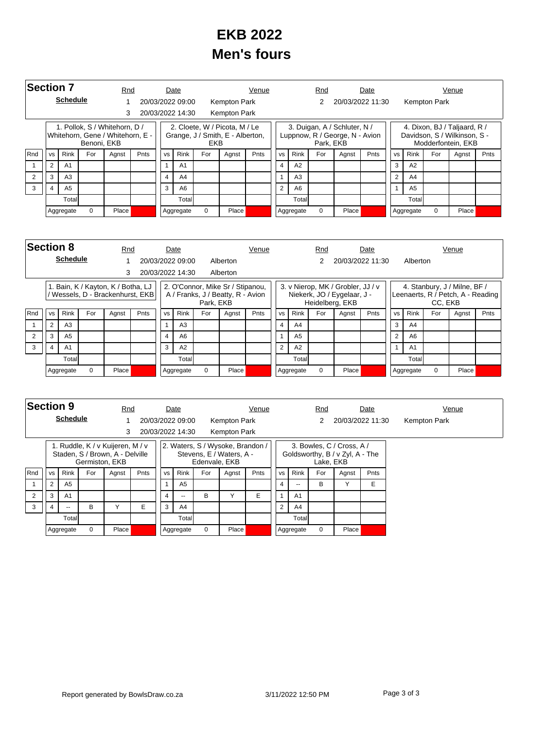# EKB 2022
# Men's fours

## Section 7

**Schedule**

| Rnd | Date | Venue | Rnd | Date | Venue |
|---|---|---|---|---|---|
| 1 | 20/03/2022 09:00 | Kempton Park | 2 | 20/03/2022 11:30 | Kempton Park |
| 3 | 20/03/2022 14:30 | Kempton Park | | | |

**1. Pollok, S / Whitehorn, D / Whitehorn, Gene / Whitehorn, E - Benoni, EKB**

| Rnd | vs | Rink | For | Agnst | Pnts |
|---|---|---|---|---|---|
| 1 | 2 | A1 | | | |
| 2 | 3 | A3 | | | |
| 3 | 4 | A5 | | | |
| | | Total | | | |
| | | Aggregate | 0 | Place | |

**2. Cloete, W / Picota, M / Le Grange, J / Smith, E - Alberton, EKB**

| Rnd | vs | Rink | For | Agnst | Pnts |
|---|---|---|---|---|---|
| 1 | 1 | A1 | | | |
| 2 | 4 | A4 | | | |
| 3 | 3 | A6 | | | |
| | | Total | | | |
| | | Aggregate | 0 | Place | |

**3. Duigan, A / Schluter, N / Luppnow, R / George, N - Avion Park, EKB**

| Rnd | vs | Rink | For | Agnst | Pnts |
|---|---|---|---|---|---|
| 1 | 4 | A2 | | | |
| 2 | 1 | A3 | | | |
| 3 | 2 | A6 | | | |
| | | Total | | | |
| | | Aggregate | 0 | Place | |

**4. Dixon, BJ / Taljaard, R / Davidson, S / Wilkinson, S - Modderfontein, EKB**

| Rnd | vs | Rink | For | Agnst | Pnts |
|---|---|---|---|---|---|
| 1 | 3 | A2 | | | |
| 2 | 2 | A4 | | | |
| 3 | 1 | A5 | | | |
| | | Total | | | |
| | | Aggregate | 0 | Place | |

## Section 8

**Schedule**

| Rnd | Date | Venue | Rnd | Date | Venue |
|---|---|---|---|---|---|
| 1 | 20/03/2022 09:00 | Alberton | 2 | 20/03/2022 11:30 | Alberton |
| 3 | 20/03/2022 14:30 | Alberton | | | |

**1. Bain, K / Kayton, K / Botha, LJ / Wessels, D - Brackenhurst, EKB**

| Rnd | vs | Rink | For | Agnst | Pnts |
|---|---|---|---|---|---|
| 1 | 2 | A3 | | | |
| 2 | 3 | A5 | | | |
| 3 | 4 | A1 | | | |
| | | Total | | | |
| | | Aggregate | 0 | Place | |

**2. O'Connor, Mike Sr / Stipanou, A / Franks, J / Beatty, R - Avion Park, EKB**

| Rnd | vs | Rink | For | Agnst | Pnts |
|---|---|---|---|---|---|
| 1 | 1 | A3 | | | |
| 2 | 4 | A6 | | | |
| 3 | 3 | A2 | | | |
| | | Total | | | |
| | | Aggregate | 0 | Place | |

**3. v Nierop, MK / Grobler, JJ / v Niekerk, JO / Eygelaar, J - Heidelberg, EKB**

| Rnd | vs | Rink | For | Agnst | Pnts |
|---|---|---|---|---|---|
| 1 | 4 | A4 | | | |
| 2 | 1 | A5 | | | |
| 3 | 2 | A2 | | | |
| | | Total | | | |
| | | Aggregate | 0 | Place | |

**4. Stanbury, J / Milne, BF / Leenaerts, R / Petch, A - Reading CC, EKB**

| Rnd | vs | Rink | For | Agnst | Pnts |
|---|---|---|---|---|---|
| 1 | 3 | A4 | | | |
| 2 | 2 | A6 | | | |
| 3 | 1 | A1 | | | |
| | | Total | | | |
| | | Aggregate | 0 | Place | |

## Section 9

**Schedule**

| Rnd | Date | Venue | Rnd | Date | Venue |
|---|---|---|---|---|---|
| 1 | 20/03/2022 09:00 | Kempton Park | 2 | 20/03/2022 11:30 | Kempton Park |
| 3 | 20/03/2022 14:30 | Kempton Park | | | |

**1. Ruddle, K / v Kuijeren, M / v Staden, S / Brown, A - Delville Germiston, EKB**

| Rnd | vs | Rink | For | Agnst | Pnts |
|---|---|---|---|---|---|
| 1 | 2 | A5 | | | |
| 2 | 3 | A1 | | | |
| 3 | 4 | -- | B | Y | E |
| | | Total | | | |
| | | Aggregate | 0 | Place | |

**2. Waters, S / Wysoke, Brandon / Stevens, E / Waters, A - Edenvale, EKB**

| Rnd | vs | Rink | For | Agnst | Pnts |
|---|---|---|---|---|---|
| 1 | 1 | A5 | | | |
| 2 | 4 | -- | B | Y | E |
| 3 | 3 | A4 | | | |
| | | Total | | | |
| | | Aggregate | 0 | Place | |

**3. Bowles, C / Cross, A / Goldsworthy, B / v Zyl, A - The Lake, EKB**

| Rnd | vs | Rink | For | Agnst | Pnts |
|---|---|---|---|---|---|
| 1 | 4 | -- | B | Y | E |
| 2 | 1 | A1 | | | |
| 3 | 2 | A4 | | | |
| | | Total | | | |
| | | Aggregate | 0 | Place | |

Report generated by BowlsDraw.co.za 3/11/2022 12:50 PM